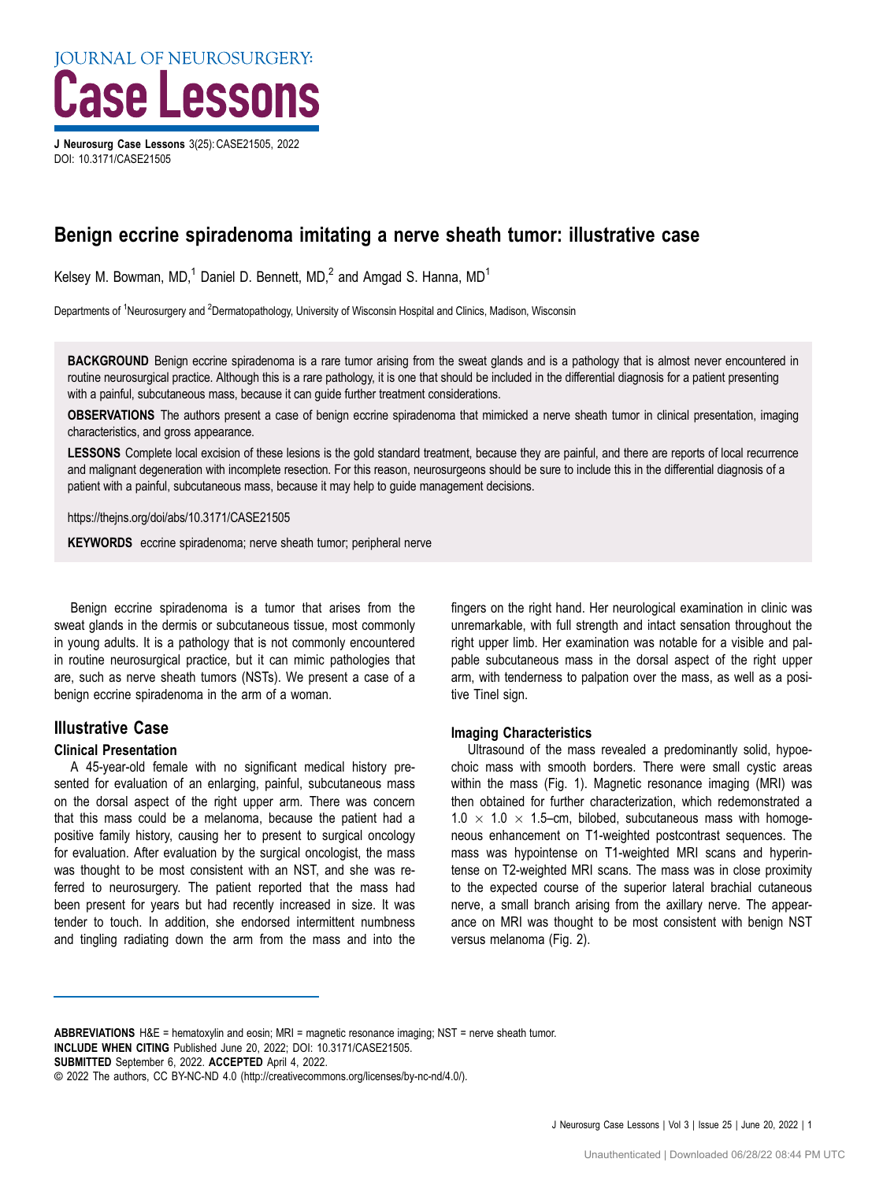# Benign eccrine spiradenoma imitating a nerve sheath tumor: illustrative case

Kelsey M. Bowman, MD,[1] Daniel D. Bennett, MD,[2] and Amgad S. Hanna, MD[1]

Departments of [1]Neurosurgery and [2]Dermatopathology, University of Wisconsin Hospital and Clinics, Madison, Wisconsin

**BACKGROUND** Benign eccrine spiradenoma is a rare tumor arising from the sweat glands and is a pathology that is almost never encountered in routine neurosurgical practice. Although this is a rare pathology, it is one that should be included in the differential diagnosis for a patient presenting with a painful, subcutaneous mass, because it can guide further treatment considerations.

**OBSERVATIONS** The authors present a case of benign eccrine spiradenoma that mimicked a nerve sheath tumor in clinical presentation, imaging characteristics, and gross appearance.

**LESSONS** Complete local excision of these lesions is the gold standard treatment, because they are painful, and there are reports of local recurrence and malignant degeneration with incomplete resection. For this reason, neurosurgeons should be sure to include this in the differential diagnosis of a patient with a painful, subcutaneous mass, because it may help to guide management decisions.

https://thejns.org/doi/abs/10.3171/CASE21505

**KEYWORDS** eccrine spiradenoma; nerve sheath tumor; peripheral nerve

Benign eccrine spiradenoma is a tumor that arises from the sweat glands in the dermis or subcutaneous tissue, most commonly in young adults. It is a pathology that is not commonly encountered in routine neurosurgical practice, but it can mimic pathologies that are, such as nerve sheath tumors (NSTs). We present a case of a benign eccrine spiradenoma in the arm of a woman.

## Illustrative Case

### Clinical Presentation

A 45-year-old female with no significant medical history presented for evaluation of an enlarging, painful, subcutaneous mass on the dorsal aspect of the right upper arm. There was concern that this mass could be a melanoma, because the patient had a positive family history, causing her to present to surgical oncology for evaluation. After evaluation by the surgical oncologist, the mass was thought to be most consistent with an NST, and she was referred to neurosurgery. The patient reported that the mass had been present for years but had recently increased in size. It was tender to touch. In addition, she endorsed intermittent numbness and tingling radiating down the arm from the mass and into the fingers on the right hand. Her neurological examination in clinic was unremarkable, with full strength and intact sensation throughout the right upper limb. Her examination was notable for a visible and palpable subcutaneous mass in the dorsal aspect of the right upper arm, with tenderness to palpation over the mass, as well as a positive Tinel sign.

### Imaging Characteristics

Ultrasound of the mass revealed a predominantly solid, hypoechoic mass with smooth borders. There were small cystic areas within the mass (Fig. 1). Magnetic resonance imaging (MRI) was then obtained for further characterization, which redemonstrated a $1.0 \times 1.0 \times 1.5$–cm, bilobed, subcutaneous mass with homogeneous enhancement on T1-weighted postcontrast sequences. The mass was hypointense on T1-weighted MRI scans and hyperintense on T2-weighted MRI scans. The mass was in close proximity to the expected course of the superior lateral brachial cutaneous nerve, a small branch arising from the axillary nerve. The appearance on MRI was thought to be most consistent with benign NST versus melanoma (Fig. 2).

**ABBREVIATIONS** H&E = hematoxylin and eosin; MRI = magnetic resonance imaging; NST = nerve sheath tumor.
**INCLUDE WHEN CITING** Published June 20, 2022; DOI: 10.3171/CASE21505.
**SUBMITTED** September 6, 2022. **ACCEPTED** April 4, 2022.
© 2022 The authors, CC BY-NC-ND 4.0 (http://creativecommons.org/licenses/by-nc-nd/4.0/).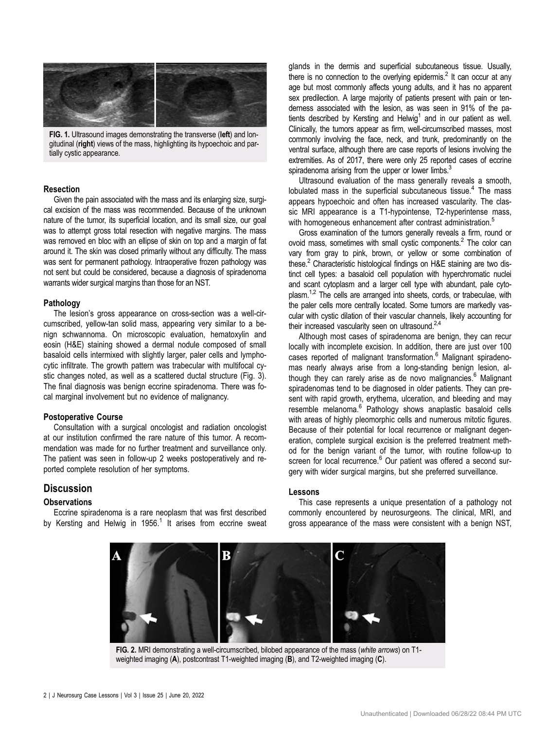FIG. 1. Ultrasound images demonstrating the transverse (**left**) and longitudinal (**right**) views of the mass, highlighting its hypoechoic and partially cystic appearance.

### Resection

Given the pain associated with the mass and its enlarging size, surgical excision of the mass was recommended. Because of the unknown nature of the tumor, its superficial location, and its small size, our goal was to attempt gross total resection with negative margins. The mass was removed en bloc with an ellipse of skin on top and a margin of fat around it. The skin was closed primarily without any difficulty. The mass was sent for permanent pathology. Intraoperative frozen pathology was not sent but could be considered, because a diagnosis of spiradenoma warrants wider surgical margins than those for an NST.

### Pathology

The lesion's gross appearance on cross-section was a well-circumscribed, yellow-tan solid mass, appearing very similar to a benign schwannoma. On microscopic evaluation, hematoxylin and eosin (H&E) staining showed a dermal nodule composed of small basaloid cells intermixed with slightly larger, paler cells and lymphocytic infiltrate. The growth pattern was trabecular with multifocal cystic changes noted, as well as a scattered ductal structure (Fig. 3). The final diagnosis was benign eccrine spiradenoma. There was focal marginal involvement but no evidence of malignancy.

### Postoperative Course

Consultation with a surgical oncologist and radiation oncologist at our institution confirmed the rare nature of this tumor. A recommendation was made for no further treatment and surveillance only. The patient was seen in follow-up 2 weeks postoperatively and reported complete resolution of her symptoms.

## Discussion

### Observations

Eccrine spiradenoma is a rare neoplasm that was first described by Kersting and Helwig in 1956.[1] It arises from eccrine sweat glands in the dermis and superficial subcutaneous tissue. Usually, there is no connection to the overlying epidermis.[2] It can occur at any age but most commonly affects young adults, and it has no apparent sex predilection. A large majority of patients present with pain or tenderness associated with the lesion, as was seen in 91% of the patients described by Kersting and Helwig[1] and in our patient as well. Clinically, the tumors appear as firm, well-circumscribed masses, most commonly involving the face, neck, and trunk, predominantly on the ventral surface, although there are case reports of lesions involving the extremities. As of 2017, there were only 25 reported cases of eccrine spiradenoma arising from the upper or lower limbs.[3]

Ultrasound evaluation of the mass generally reveals a smooth, lobulated mass in the superficial subcutaneous tissue.[4] The mass appears hypoechoic and often has increased vascularity. The classic MRI appearance is a T1-hypointense, T2-hyperintense mass, with homogeneous enhancement after contrast administration.[5]

Gross examination of the tumors generally reveals a firm, round or ovoid mass, sometimes with small cystic components.[2] The color can vary from gray to pink, brown, or yellow or some combination of these.[2] Characteristic histological findings on H&E staining are two distinct cell types: a basaloid cell population with hyperchromatic nuclei and scant cytoplasm and a larger cell type with abundant, pale cytoplasm.[1,2] The cells are arranged into sheets, cords, or trabeculae, with the paler cells more centrally located. Some tumors are markedly vascular with cystic dilation of their vascular channels, likely accounting for their increased vascularity seen on ultrasound.[2,4]

Although most cases of spiradenoma are benign, they can recur locally with incomplete excision. In addition, there are just over 100 cases reported of malignant transformation.[6] Malignant spiradenomas nearly always arise from a long-standing benign lesion, although they can rarely arise as de novo malignancies.[6] Malignant spiradenomas tend to be diagnosed in older patients. They can present with rapid growth, erythema, ulceration, and bleeding and may resemble melanoma.[6] Pathology shows anaplastic basaloid cells with areas of highly pleomorphic cells and numerous mitotic figures. Because of their potential for local recurrence or malignant degeneration, complete surgical excision is the preferred treatment method for the benign variant of the tumor, with routine follow-up to screen for local recurrence.[6] Our patient was offered a second surgery with wider surgical margins, but she preferred surveillance.

### Lessons

This case represents a unique presentation of a pathology not commonly encountered by neurosurgeons. The clinical, MRI, and gross appearance of the mass were consistent with a benign NST,

FIG. 2. MRI demonstrating a well-circumscribed, bilobed appearance of the mass (*white arrows*) on T1-weighted imaging (**A**), postcontrast T1-weighted imaging (**B**), and T2-weighted imaging (**C**).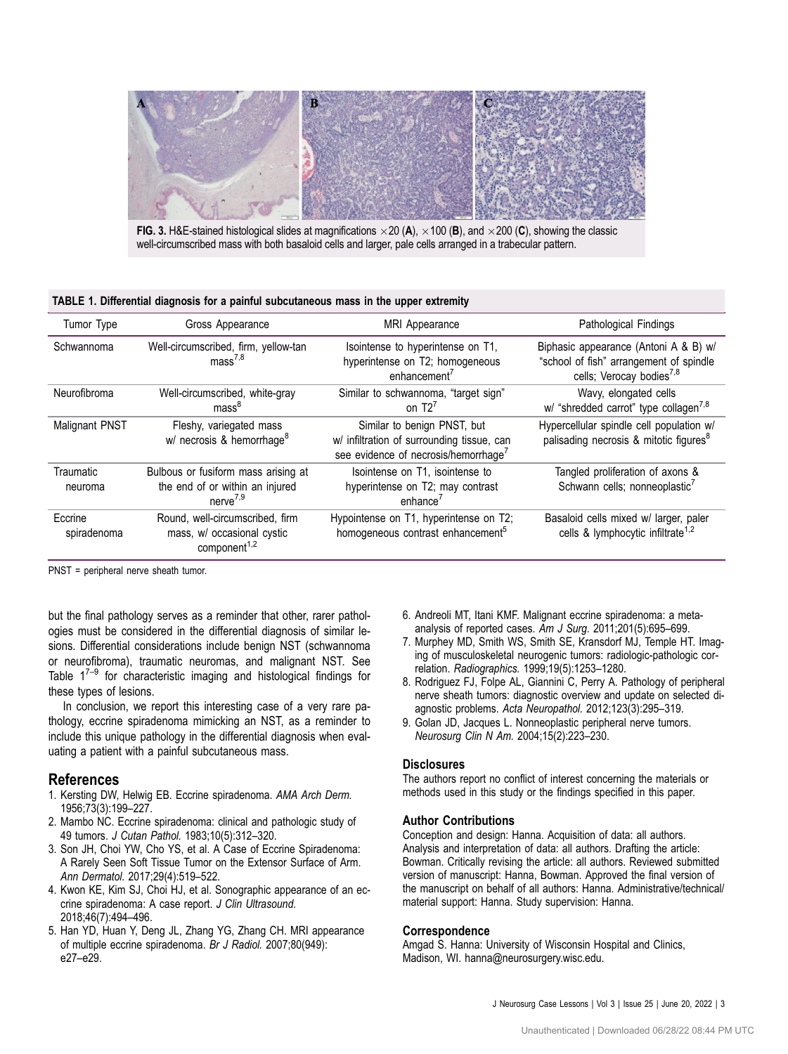**FIG. 3.** H&E-stained histological slides at magnifications ×20 (**A**), ×100 (**B**), and ×200 (**C**), showing the classic well-circumscribed mass with both basaloid cells and larger, pale cells arranged in a trabecular pattern.

**TABLE 1. Differential diagnosis for a painful subcutaneous mass in the upper extremity**

| Tumor Type | Gross Appearance | MRI Appearance | Pathological Findings |
|---|---|---|---|
| Schwannoma | Well-circumscribed, firm, yellow-tan mass[7,8] | Isointense to hyperintense on T1, hyperintense on T2; homogeneous enhancement[7] | Biphasic appearance (Antoni A & B) w/ "school of fish" arrangement of spindle cells; Verocay bodies[7,8] |
| Neurofibroma | Well-circumscribed, white-gray mass[8] | Similar to schwannoma, "target sign" on T2[7] | Wavy, elongated cells w/ "shredded carrot" type collagen[7,8] |
| Malignant PNST | Fleshy, variegated mass w/ necrosis & hemorrhage[8] | Similar to benign PNST, but w/ infiltration of surrounding tissue, can see evidence of necrosis/hemorrhage[7] | Hypercellular spindle cell population w/ palisading necrosis & mitotic figures[8] |
| Traumatic neuroma | Bulbous or fusiform mass arising at the end of or within an injured nerve[7,9] | Isointense on T1, isointense to hyperintense on T2; may contrast enhance[7] | Tangled proliferation of axons & Schwann cells; nonneoplastic[7] |
| Eccrine spiradenoma | Round, well-circumscribed, firm mass, w/ occasional cystic component[1,2] | Hypointense on T1, hyperintense on T2; homogeneous contrast enhancement[5] | Basaloid cells mixed w/ larger, paler cells & lymphocytic infiltrate[1,2] |

PNST = peripheral nerve sheath tumor.

but the final pathology serves as a reminder that other, rarer pathologies must be considered in the differential diagnosis of similar lesions. Differential considerations include benign NST (schwannoma or neurofibroma), traumatic neuromas, and malignant NST. See Table 1[7–9] for characteristic imaging and histological findings for these types of lesions.

In conclusion, we report this interesting case of a very rare pathology, eccrine spiradenoma mimicking an NST, as a reminder to include this unique pathology in the differential diagnosis when evaluating a patient with a painful subcutaneous mass.

## References

1. Kersting DW, Helwig EB. Eccrine spiradenoma. *AMA Arch Derm.* 1956;73(3):199–227.
2. Mambo NC. Eccrine spiradenoma: clinical and pathologic study of 49 tumors. *J Cutan Pathol.* 1983;10(5):312–320.
3. Son JH, Choi YW, Cho YS, et al. A Case of Eccrine Spiradenoma: A Rarely Seen Soft Tissue Tumor on the Extensor Surface of Arm. *Ann Dermatol.* 2017;29(4):519–522.
4. Kwon KE, Kim SJ, Choi HJ, et al. Sonographic appearance of an eccrine spiradenoma: A case report. *J Clin Ultrasound.* 2018;46(7):494–496.
5. Han YD, Huan Y, Deng JL, Zhang YG, Zhang CH. MRI appearance of multiple eccrine spiradenoma. *Br J Radiol.* 2007;80(949): e27–e29.
6. Andreoli MT, Itani KMF. Malignant eccrine spiradenoma: a meta-analysis of reported cases. *Am J Surg.* 2011;201(5):695–699.
7. Murphey MD, Smith WS, Smith SE, Kransdorf MJ, Temple HT. Imaging of musculoskeletal neurogenic tumors: radiologic-pathologic correlation. *Radiographics.* 1999;19(5):1253–1280.
8. Rodriguez FJ, Folpe AL, Giannini C, Perry A. Pathology of peripheral nerve sheath tumors: diagnostic overview and update on selected diagnostic problems. *Acta Neuropathol.* 2012;123(3):295–319.
9. Golan JD, Jacques L. Nonneoplastic peripheral nerve tumors. *Neurosurg Clin N Am.* 2004;15(2):223–230.

### Disclosures

The authors report no conflict of interest concerning the materials or methods used in this study or the findings specified in this paper.

### Author Contributions

Conception and design: Hanna. Acquisition of data: all authors. Analysis and interpretation of data: all authors. Drafting the article: Bowman. Critically revising the article: all authors. Reviewed submitted version of manuscript: Hanna, Bowman. Approved the final version of the manuscript on behalf of all authors: Hanna. Administrative/technical/material support: Hanna. Study supervision: Hanna.

### Correspondence

Amgad S. Hanna: University of Wisconsin Hospital and Clinics, Madison, WI. hanna@neurosurgery.wisc.edu.